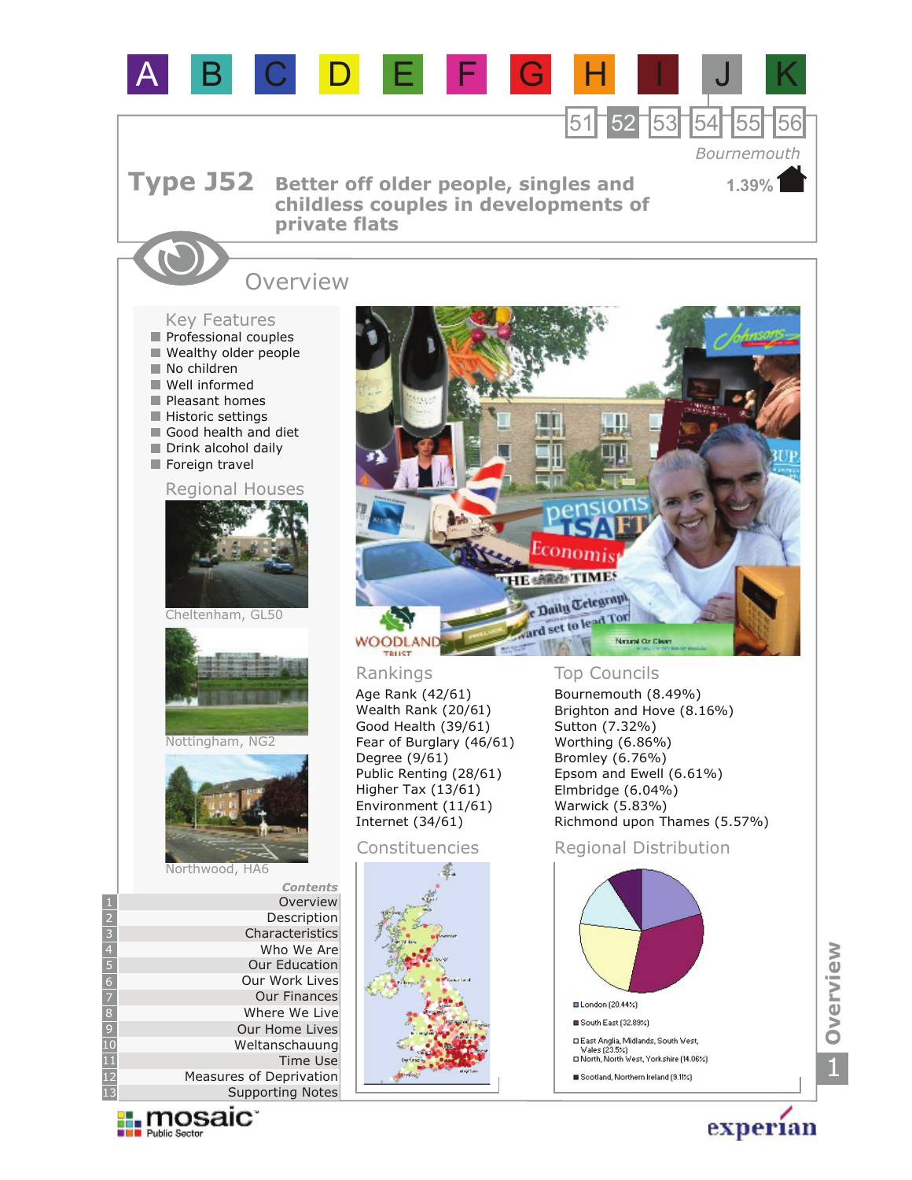# Type J52 Better off older people, singles and childless couples in developments of private flats

Bournemouth

1.39%

## Overview

### Key Features

- Professional couples
- Wealthy older people
- No children
- Well informed
- Pleasant homes
- Historic settings
- Good health and diet
- Drink alcohol daily
- Foreign travel

### Regional Houses

Cheltenham, GL50

Nottingham, NG2

Northwood, HA6

### Rankings

- Age Rank (42/61)
- Wealth Rank (20/61)
- Good Health (39/61)
- Fear of Burglary (46/61)
- Degree (9/61)
- Public Renting (28/61)
- Higher Tax (13/61)
- Environment (11/61)
- Internet (34/61)

### Top Councils

- Bournemouth (8.49%)
- Brighton and Hove (8.16%)
- Sutton (7.32%)
- Worthing (6.86%)
- Bromley (6.76%)
- Epsom and Ewell (6.61%)
- Elmbridge (6.04%)
- Warwick (5.83%)
- Richmond upon Thames (5.57%)

### Constituencies

### Regional Distribution

- London (20.44%)
- South East (32.89%)
- East Anglia, Midlands, South West, Wales (23.5%)
- North, North West, Yorkshire (14.06%)
- Scotland, Northern Ireland (9.11%)

*Contents*

1. Overview
2. Description
3. Characteristics
4. Who We Are
5. Our Education
6. Our Work Lives
7. Our Finances
8. Where We Live
9. Our Home Lives
10. Weltanschauung
11. Time Use
12. Measures of Deprivation
13. Supporting Notes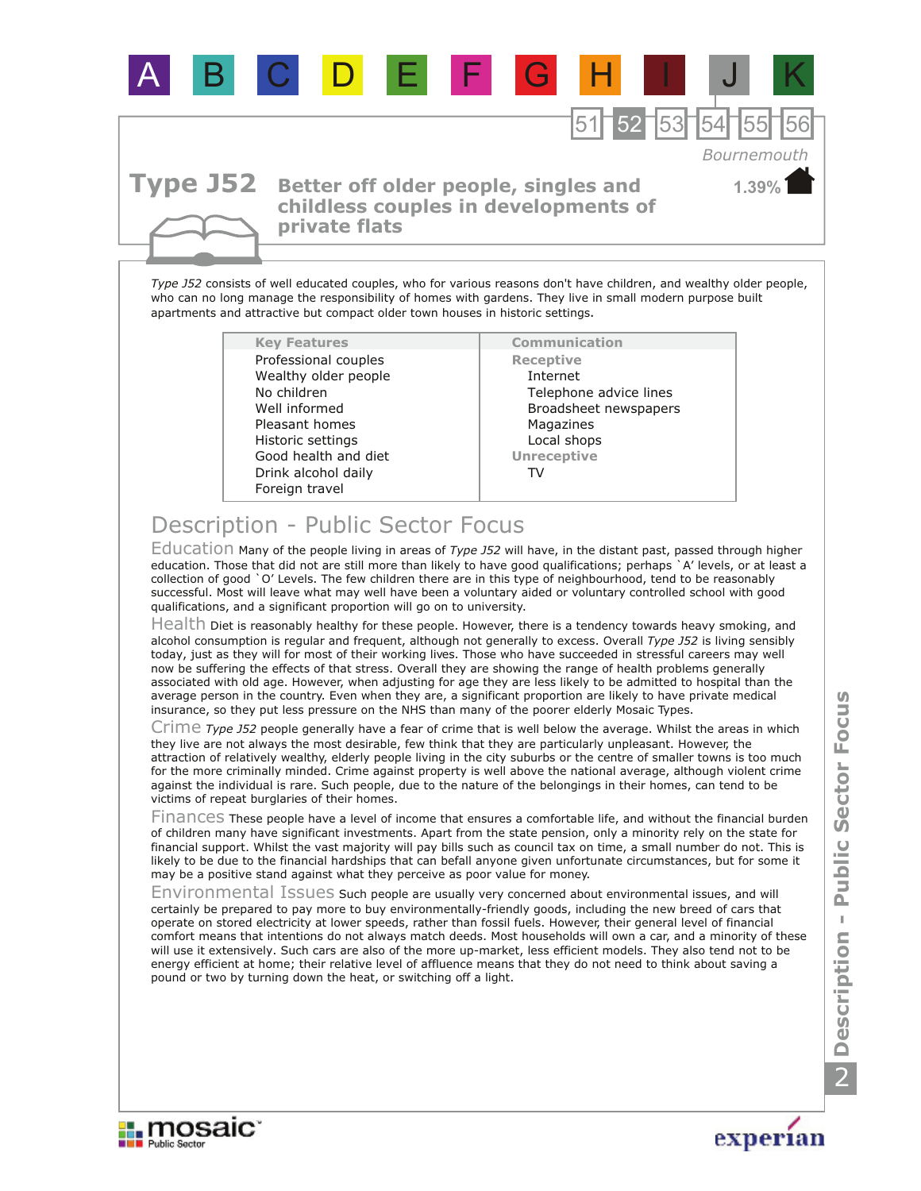A B C D E F G H I J K

51 52 53 54 55 56

Bournemouth

1.39%

# Type J52 Better off older people, singles and childless couples in developments of private flats

*Type J52* consists of well educated couples, who for various reasons don't have children, and wealthy older people, who can no long manage the responsibility of homes with gardens. They live in small modern purpose built apartments and attractive but compact older town houses in historic settings.

| Key Features | Communication |
|---|---|
| Professional couples | **Receptive** |
| Wealthy older people | Internet |
| No children | Telephone advice lines |
| Well informed | Broadsheet newspapers |
| Pleasant homes | Magazines |
| Historic settings | Local shops |
| Good health and diet | **Unreceptive** |
| Drink alcohol daily | TV |
| Foreign travel | |

## Description - Public Sector Focus

**Education** Many of the people living in areas of *Type J52* will have, in the distant past, passed through higher education. Those that did not are still more than likely to have good qualifications; perhaps `A' levels, or at least a collection of good `O' Levels. The few children there are in this type of neighbourhood, tend to be reasonably successful. Most will leave what may well have been a voluntary aided or voluntary controlled school with good qualifications, and a significant proportion will go on to university.

**Health** Diet is reasonably healthy for these people. However, there is a tendency towards heavy smoking, and alcohol consumption is regular and frequent, although not generally to excess. Overall *Type J52* is living sensibly today, just as they will for most of their working lives. Those who have succeeded in stressful careers may well now be suffering the effects of that stress. Overall they are showing the range of health problems generally associated with old age. However, when adjusting for age they are less likely to be admitted to hospital than the average person in the country. Even when they are, a significant proportion are likely to have private medical insurance, so they put less pressure on the NHS than many of the poorer elderly Mosaic Types.

**Crime** *Type J52* people generally have a fear of crime that is well below the average. Whilst the areas in which they live are not always the most desirable, few think that they are particularly unpleasant. However, the attraction of relatively wealthy, elderly people living in the city suburbs or the centre of smaller towns is too much for the more criminally minded. Crime against property is well above the national average, although violent crime against the individual is rare. Such people, due to the nature of the belongings in their homes, can tend to be victims of repeat burglaries of their homes.

**Finances** These people have a level of income that ensures a comfortable life, and without the financial burden of children many have significant investments. Apart from the state pension, only a minority rely on the state for financial support. Whilst the vast majority will pay bills such as council tax on time, a small number do not. This is likely to be due to the financial hardships that can befall anyone given unfortunate circumstances, but for some it may be a positive stand against what they perceive as poor value for money.

**Environmental Issues** Such people are usually very concerned about environmental issues, and will certainly be prepared to pay more to buy environmentally-friendly goods, including the new breed of cars that operate on stored electricity at lower speeds, rather than fossil fuels. However, their general level of financial comfort means that intentions do not always match deeds. Most households will own a car, and a minority of these will use it extensively. Such cars are also of the more up-market, less efficient models. They also tend not to be energy efficient at home; their relative level of affluence means that they do not need to think about saving a pound or two by turning down the heat, or switching off a light.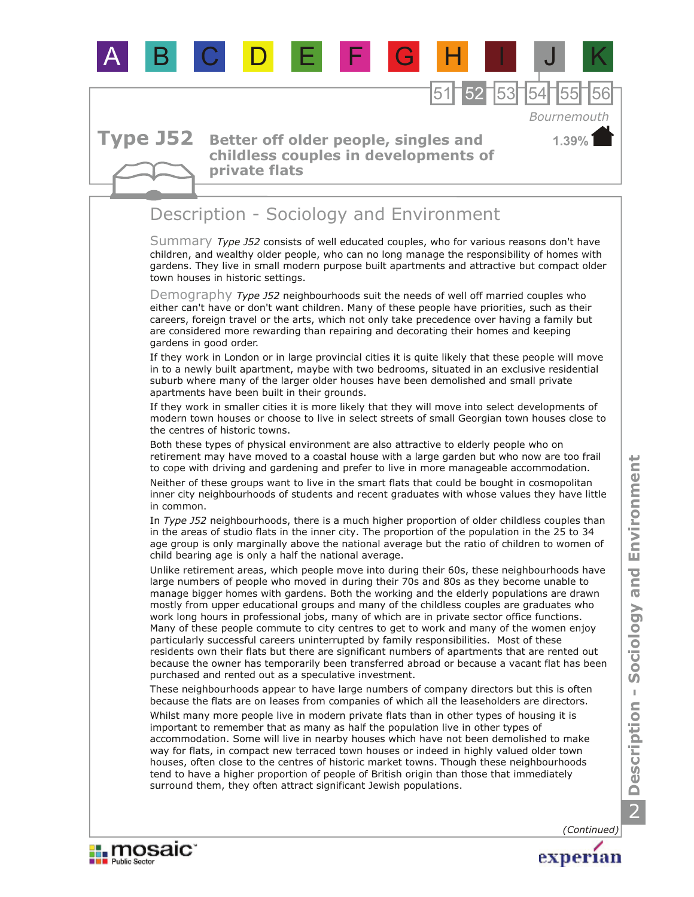# Type J52

## Better off older people, singles and childless couples in developments of private flats

Bournemouth

1.39%

## Description - Sociology and Environment

**Summary** *Type J52* consists of well educated couples, who for various reasons don't have children, and wealthy older people, who can no long manage the responsibility of homes with gardens. They live in small modern purpose built apartments and attractive but compact older town houses in historic settings.

**Demography** *Type J52* neighbourhoods suit the needs of well off married couples who either can't have or don't want children. Many of these people have priorities, such as their careers, foreign travel or the arts, which not only take precedence over having a family but are considered more rewarding than repairing and decorating their homes and keeping gardens in good order.

If they work in London or in large provincial cities it is quite likely that these people will move in to a newly built apartment, maybe with two bedrooms, situated in an exclusive residential suburb where many of the larger older houses have been demolished and small private apartments have been built in their grounds.

If they work in smaller cities it is more likely that they will move into select developments of modern town houses or choose to live in select streets of small Georgian town houses close to the centres of historic towns.

Both these types of physical environment are also attractive to elderly people who on retirement may have moved to a coastal house with a large garden but who now are too frail to cope with driving and gardening and prefer to live in more manageable accommodation.

Neither of these groups want to live in the smart flats that could be bought in cosmopolitan inner city neighbourhoods of students and recent graduates with whose values they have little in common.

In *Type J52* neighbourhoods, there is a much higher proportion of older childless couples than in the areas of studio flats in the inner city. The proportion of the population in the 25 to 34 age group is only marginally above the national average but the ratio of children to women of child bearing age is only a half the national average.

Unlike retirement areas, which people move into during their 60s, these neighbourhoods have large numbers of people who moved in during their 70s and 80s as they become unable to manage bigger homes with gardens. Both the working and the elderly populations are drawn mostly from upper educational groups and many of the childless couples are graduates who work long hours in professional jobs, many of which are in private sector office functions. Many of these people commute to city centres to get to work and many of the women enjoy particularly successful careers uninterrupted by family responsibilities. Most of these residents own their flats but there are significant numbers of apartments that are rented out because the owner has temporarily been transferred abroad or because a vacant flat has been purchased and rented out as a speculative investment.

These neighbourhoods appear to have large numbers of company directors but this is often because the flats are on leases from companies of which all the leaseholders are directors.

Whilst many more people live in modern private flats than in other types of housing it is important to remember that as many as half the population live in other types of accommodation. Some will live in nearby houses which have not been demolished to make way for flats, in compact new terraced town houses or indeed in highly valued older town houses, often close to the centres of historic market towns. Though these neighbourhoods tend to have a higher proportion of people of British origin than those that immediately surround them, they often attract significant Jewish populations.

*(Continued)*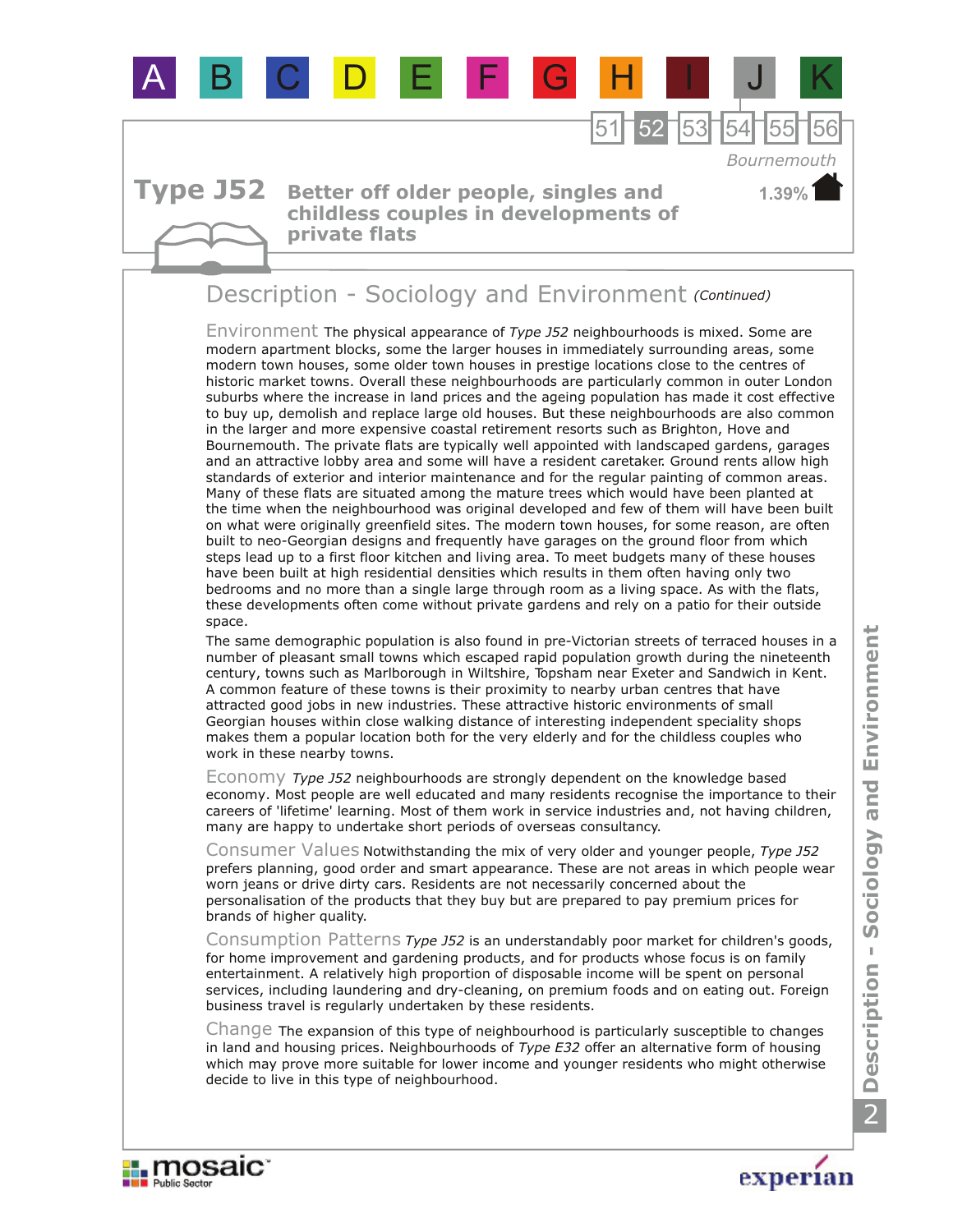# Type J52

## Better off older people, singles and childless couples in developments of private flats

Bournemouth

1.39%

## Description - Sociology and Environment *(Continued)*

**Environment** The physical appearance of *Type J52* neighbourhoods is mixed. Some are modern apartment blocks, some the larger houses in immediately surrounding areas, some modern town houses, some older town houses in prestige locations close to the centres of historic market towns. Overall these neighbourhoods are particularly common in outer London suburbs where the increase in land prices and the ageing population has made it cost effective to buy up, demolish and replace large old houses. But these neighbourhoods are also common in the larger and more expensive coastal retirement resorts such as Brighton, Hove and Bournemouth. The private flats are typically well appointed with landscaped gardens, garages and an attractive lobby area and some will have a resident caretaker. Ground rents allow high standards of exterior and interior maintenance and for the regular painting of common areas. Many of these flats are situated among the mature trees which would have been planted at the time when the neighbourhood was original developed and few of them will have been built on what were originally greenfield sites. The modern town houses, for some reason, are often built to neo-Georgian designs and frequently have garages on the ground floor from which steps lead up to a first floor kitchen and living area. To meet budgets many of these houses have been built at high residential densities which results in them often having only two bedrooms and no more than a single large through room as a living space. As with the flats, these developments often come without private gardens and rely on a patio for their outside space.

The same demographic population is also found in pre-Victorian streets of terraced houses in a number of pleasant small towns which escaped rapid population growth during the nineteenth century, towns such as Marlborough in Wiltshire, Topsham near Exeter and Sandwich in Kent. A common feature of these towns is their proximity to nearby urban centres that have attracted good jobs in new industries. These attractive historic environments of small Georgian houses within close walking distance of interesting independent speciality shops makes them a popular location both for the very elderly and for the childless couples who work in these nearby towns.

**Economy** *Type J52* neighbourhoods are strongly dependent on the knowledge based economy. Most people are well educated and many residents recognise the importance to their careers of 'lifetime' learning. Most of them work in service industries and, not having children, many are happy to undertake short periods of overseas consultancy.

**Consumer Values** Notwithstanding the mix of very older and younger people, *Type J52* prefers planning, good order and smart appearance. These are not areas in which people wear worn jeans or drive dirty cars. Residents are not necessarily concerned about the personalisation of the products that they buy but are prepared to pay premium prices for brands of higher quality.

**Consumption Patterns** *Type J52* is an understandably poor market for children's goods, for home improvement and gardening products, and for products whose focus is on family entertainment. A relatively high proportion of disposable income will be spent on personal services, including laundering and dry-cleaning, on premium foods and on eating out. Foreign business travel is regularly undertaken by these residents.

**Change** The expansion of this type of neighbourhood is particularly susceptible to changes in land and housing prices. Neighbourhoods of *Type E32* offer an alternative form of housing which may prove more suitable for lower income and younger residents who might otherwise decide to live in this type of neighbourhood.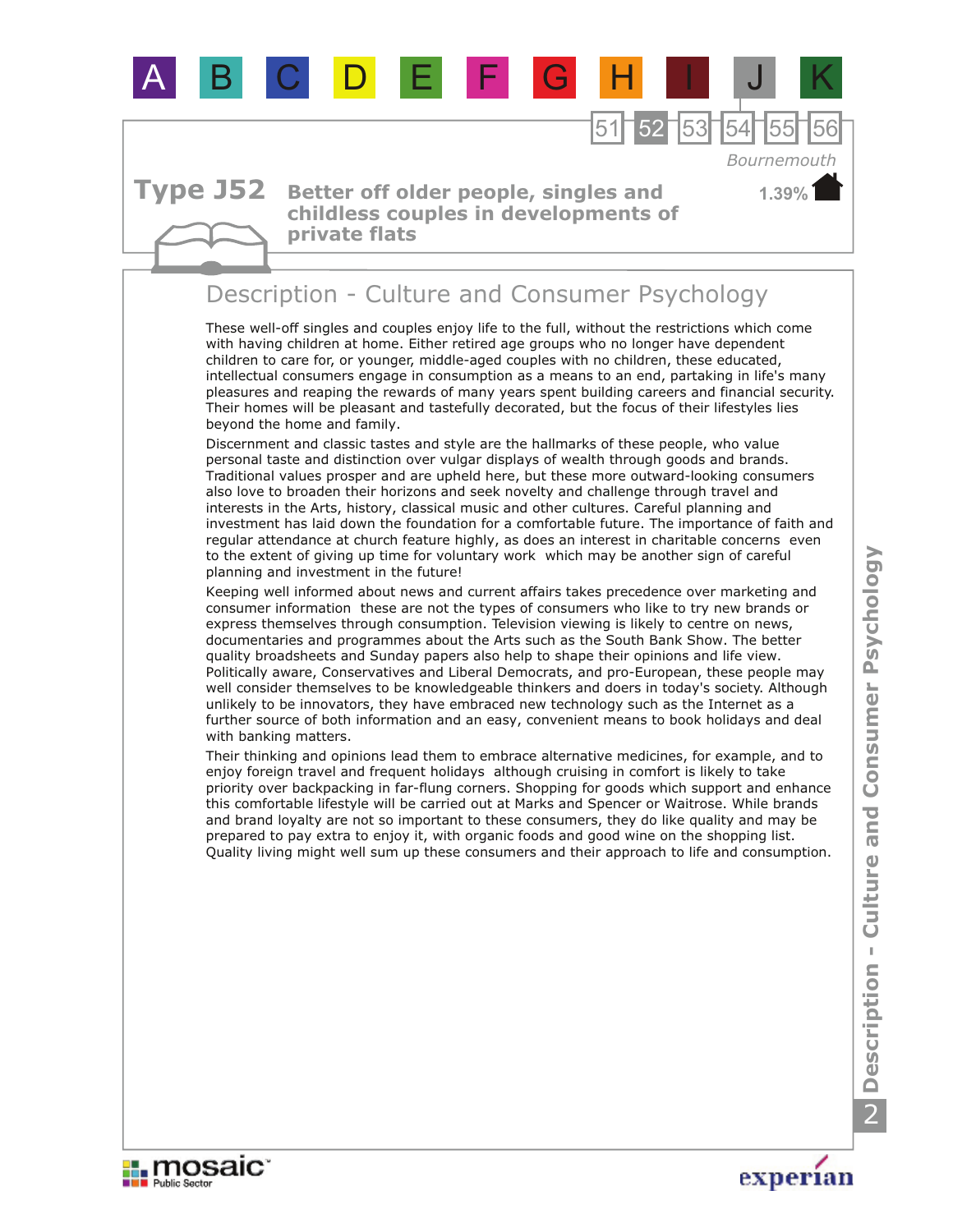A B C D E F G H I J K

51 52 53 54 55 56

*Bournemouth*

# Type J52

## Better off older people, singles and childless couples in developments of private flats

**1.39%**

## Description - Culture and Consumer Psychology

These well-off singles and couples enjoy life to the full, without the restrictions which come with having children at home. Either retired age groups who no longer have dependent children to care for, or younger, middle-aged couples with no children, these educated, intellectual consumers engage in consumption as a means to an end, partaking in life's many pleasures and reaping the rewards of many years spent building careers and financial security. Their homes will be pleasant and tastefully decorated, but the focus of their lifestyles lies beyond the home and family.

Discernment and classic tastes and style are the hallmarks of these people, who value personal taste and distinction over vulgar displays of wealth through goods and brands. Traditional values prosper and are upheld here, but these more outward-looking consumers also love to broaden their horizons and seek novelty and challenge through travel and interests in the Arts, history, classical music and other cultures. Careful planning and investment has laid down the foundation for a comfortable future. The importance of faith and regular attendance at church feature highly, as does an interest in charitable concerns even to the extent of giving up time for voluntary work which may be another sign of careful planning and investment in the future!

Keeping well informed about news and current affairs takes precedence over marketing and consumer information these are not the types of consumers who like to try new brands or express themselves through consumption. Television viewing is likely to centre on news, documentaries and programmes about the Arts such as the South Bank Show. The better quality broadsheets and Sunday papers also help to shape their opinions and life view. Politically aware, Conservatives and Liberal Democrats, and pro-European, these people may well consider themselves to be knowledgeable thinkers and doers in today's society. Although unlikely to be innovators, they have embraced new technology such as the Internet as a further source of both information and an easy, convenient means to book holidays and deal with banking matters.

Their thinking and opinions lead them to embrace alternative medicines, for example, and to enjoy foreign travel and frequent holidays although cruising in comfort is likely to take priority over backpacking in far-flung corners. Shopping for goods which support and enhance this comfortable lifestyle will be carried out at Marks and Spencer or Waitrose. While brands and brand loyalty are not so important to these consumers, they do like quality and may be prepared to pay extra to enjoy it, with organic foods and good wine on the shopping list. Quality living might well sum up these consumers and their approach to life and consumption.